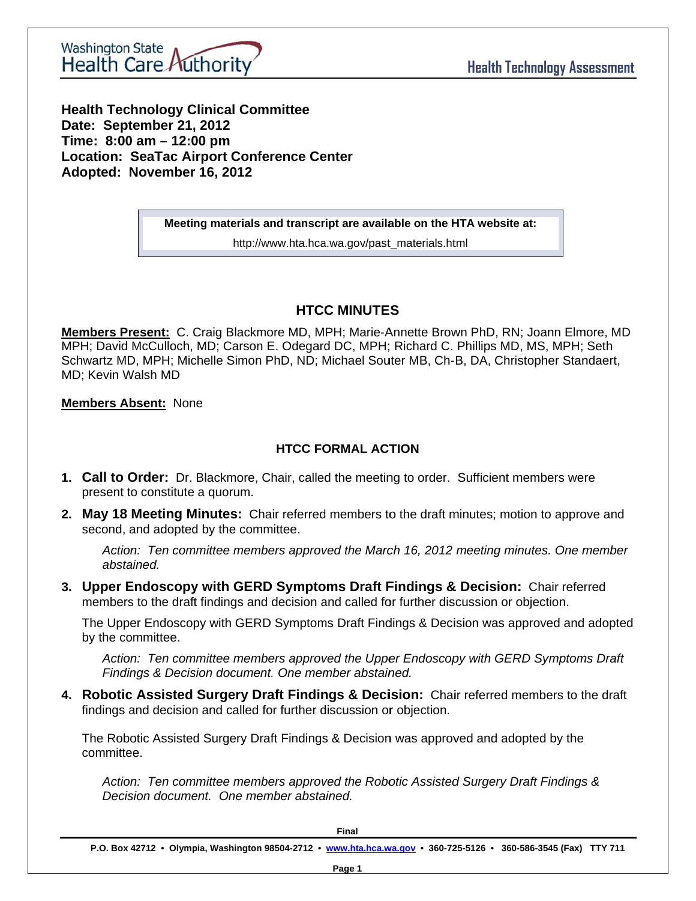Washington State Health Care Authority

Health Technology Assessment

**Health Technology Clinical Committee**
**Date: September 21, 2012**
**Time: 8:00 am – 12:00 pm**
**Location: SeaTac Airport Conference Center**
**Adopted: November 16, 2012**

> **Meeting materials and transcript are available on the HTA website at:**
>
> http://www.hta.hca.wa.gov/past_materials.html

## HTCC MINUTES

**Members Present:** C. Craig Blackmore MD, MPH; Marie-Annette Brown PhD, RN; Joann Elmore, MD MPH; David McCulloch, MD; Carson E. Odegard DC, MPH; Richard C. Phillips MD, MS, MPH; Seth Schwartz MD, MPH; Michelle Simon PhD, ND; Michael Souter MB, Ch-B, DA, Christopher Standaert, MD; Kevin Walsh MD

**Members Absent:** None

### HTCC FORMAL ACTION

1. **Call to Order:** Dr. Blackmore, Chair, called the meeting to order. Sufficient members were present to constitute a quorum.

2. **May 18 Meeting Minutes:** Chair referred members to the draft minutes; motion to approve and second, and adopted by the committee.

   *Action: Ten committee members approved the March 16, 2012 meeting minutes. One member abstained.*

3. **Upper Endoscopy with GERD Symptoms Draft Findings & Decision:** Chair referred members to the draft findings and decision and called for further discussion or objection.

   The Upper Endoscopy with GERD Symptoms Draft Findings & Decision was approved and adopted by the committee.

   *Action: Ten committee members approved the Upper Endoscopy with GERD Symptoms Draft Findings & Decision document. One member abstained.*

4. **Robotic Assisted Surgery Draft Findings & Decision:** Chair referred members to the draft findings and decision and called for further discussion or objection.

   The Robotic Assisted Surgery Draft Findings & Decision was approved and adopted by the committee.

   *Action: Ten committee members approved the Robotic Assisted Surgery Draft Findings & Decision document. One member abstained.*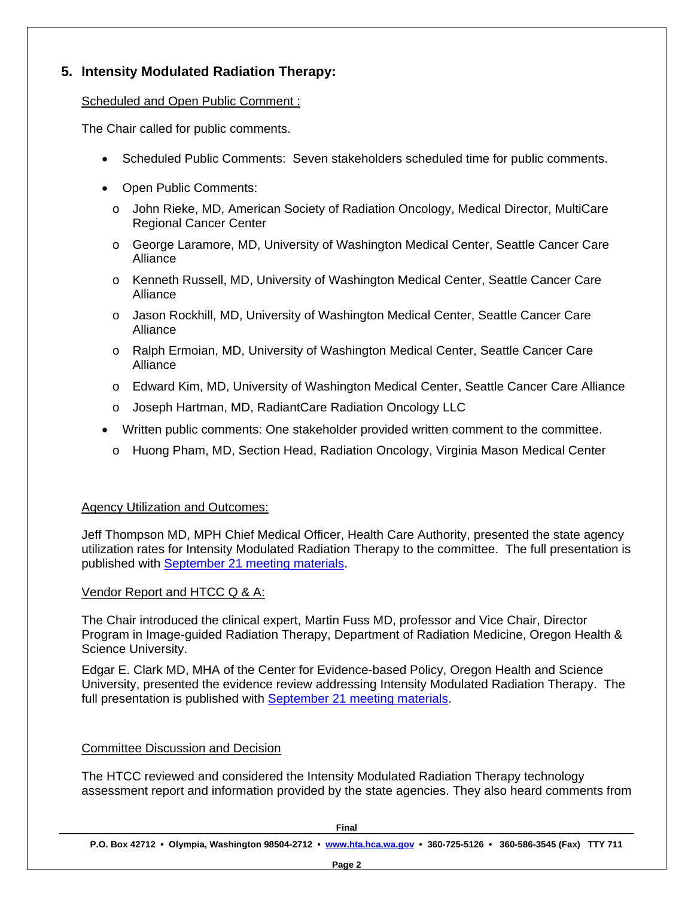## 5. Intensity Modulated Radiation Therapy:

Scheduled and Open Public Comment :

The Chair called for public comments.

- Scheduled Public Comments: Seven stakeholders scheduled time for public comments.
- Open Public Comments:
  - John Rieke, MD, American Society of Radiation Oncology, Medical Director, MultiCare Regional Cancer Center
  - George Laramore, MD, University of Washington Medical Center, Seattle Cancer Care Alliance
  - Kenneth Russell, MD, University of Washington Medical Center, Seattle Cancer Care Alliance
  - Jason Rockhill, MD, University of Washington Medical Center, Seattle Cancer Care Alliance
  - Ralph Ermoian, MD, University of Washington Medical Center, Seattle Cancer Care Alliance
  - Edward Kim, MD, University of Washington Medical Center, Seattle Cancer Care Alliance
  - Joseph Hartman, MD, RadiantCare Radiation Oncology LLC
- Written public comments: One stakeholder provided written comment to the committee.
  - Huong Pham, MD, Section Head, Radiation Oncology, Virginia Mason Medical Center

Agency Utilization and Outcomes:

Jeff Thompson MD, MPH Chief Medical Officer, Health Care Authority, presented the state agency utilization rates for Intensity Modulated Radiation Therapy to the committee. The full presentation is published with September 21 meeting materials.

Vendor Report and HTCC Q & A:

The Chair introduced the clinical expert, Martin Fuss MD, professor and Vice Chair, Director Program in Image-guided Radiation Therapy, Department of Radiation Medicine, Oregon Health & Science University.

Edgar E. Clark MD, MHA of the Center for Evidence-based Policy, Oregon Health and Science University, presented the evidence review addressing Intensity Modulated Radiation Therapy. The full presentation is published with September 21 meeting materials.

Committee Discussion and Decision

The HTCC reviewed and considered the Intensity Modulated Radiation Therapy technology assessment report and information provided by the state agencies. They also heard comments from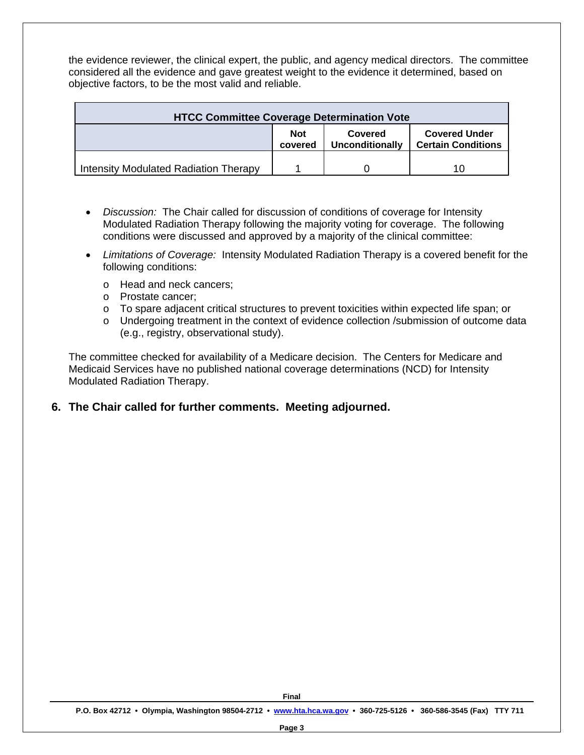the evidence reviewer, the clinical expert, the public, and agency medical directors. The committee considered all the evidence and gave greatest weight to the evidence it determined, based on objective factors, to be the most valid and reliable.

| HTCC Committee Coverage Determination Vote | | | |
|---|---|---|---|
| | **Not covered** | **Covered Unconditionally** | **Covered Under Certain Conditions** |
| Intensity Modulated Radiation Therapy | 1 | 0 | 10 |

- *Discussion:* The Chair called for discussion of conditions of coverage for Intensity Modulated Radiation Therapy following the majority voting for coverage. The following conditions were discussed and approved by a majority of the clinical committee:
- *Limitations of Coverage:* Intensity Modulated Radiation Therapy is a covered benefit for the following conditions:
  - Head and neck cancers;
  - Prostate cancer;
  - To spare adjacent critical structures to prevent toxicities within expected life span; or
  - Undergoing treatment in the context of evidence collection /submission of outcome data (e.g., registry, observational study).

The committee checked for availability of a Medicare decision. The Centers for Medicare and Medicaid Services have no published national coverage determinations (NCD) for Intensity Modulated Radiation Therapy.

**6. The Chair called for further comments. Meeting adjourned.**